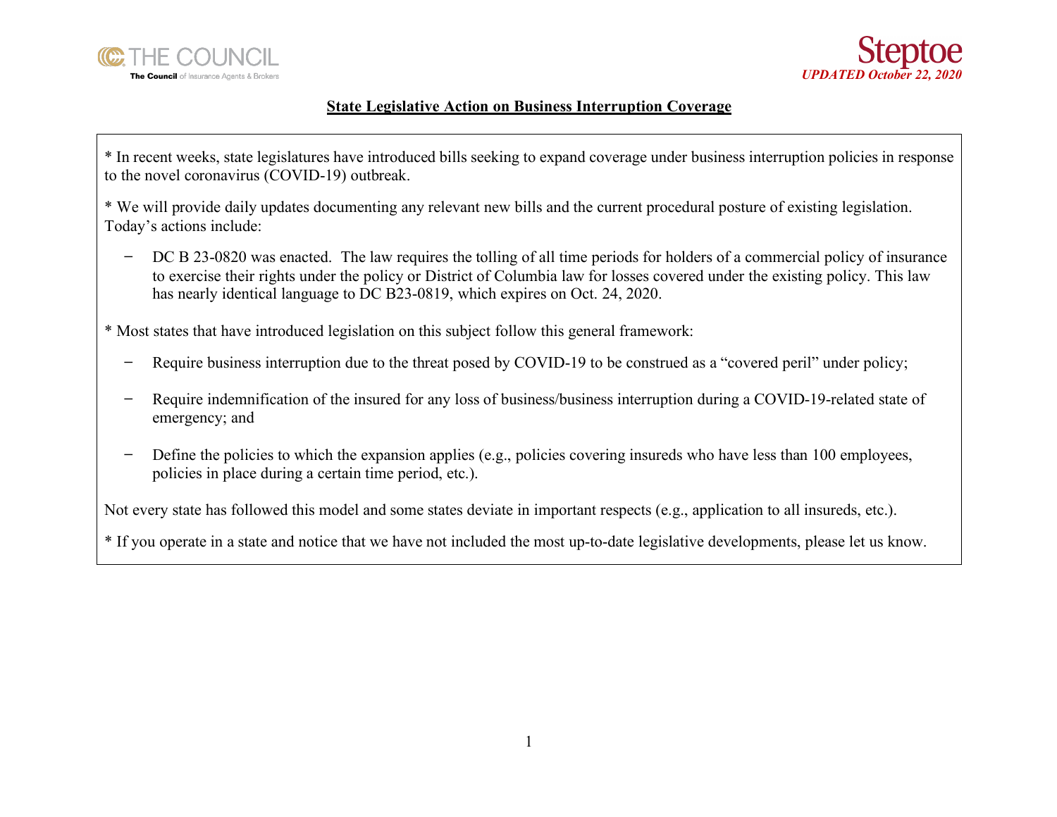THE COUNCIL
The Council of Insurance Agents & Brokers

Steptoe
*UPDATED October 22, 2020*

## State Legislative Action on Business Interruption Coverage

\* In recent weeks, state legislatures have introduced bills seeking to expand coverage under business interruption policies in response to the novel coronavirus (COVID-19) outbreak.

\* We will provide daily updates documenting any relevant new bills and the current procedural posture of existing legislation. Today's actions include:

- DC B 23-0820 was enacted. The law requires the tolling of all time periods for holders of a commercial policy of insurance to exercise their rights under the policy or District of Columbia law for losses covered under the existing policy. This law has nearly identical language to DC B23-0819, which expires on Oct. 24, 2020.

\* Most states that have introduced legislation on this subject follow this general framework:

- Require business interruption due to the threat posed by COVID-19 to be construed as a "covered peril" under policy;
- Require indemnification of the insured for any loss of business/business interruption during a COVID-19-related state of emergency; and
- Define the policies to which the expansion applies (e.g., policies covering insureds who have less than 100 employees, policies in place during a certain time period, etc.).

Not every state has followed this model and some states deviate in important respects (e.g., application to all insureds, etc.).

\* If you operate in a state and notice that we have not included the most up-to-date legislative developments, please let us know.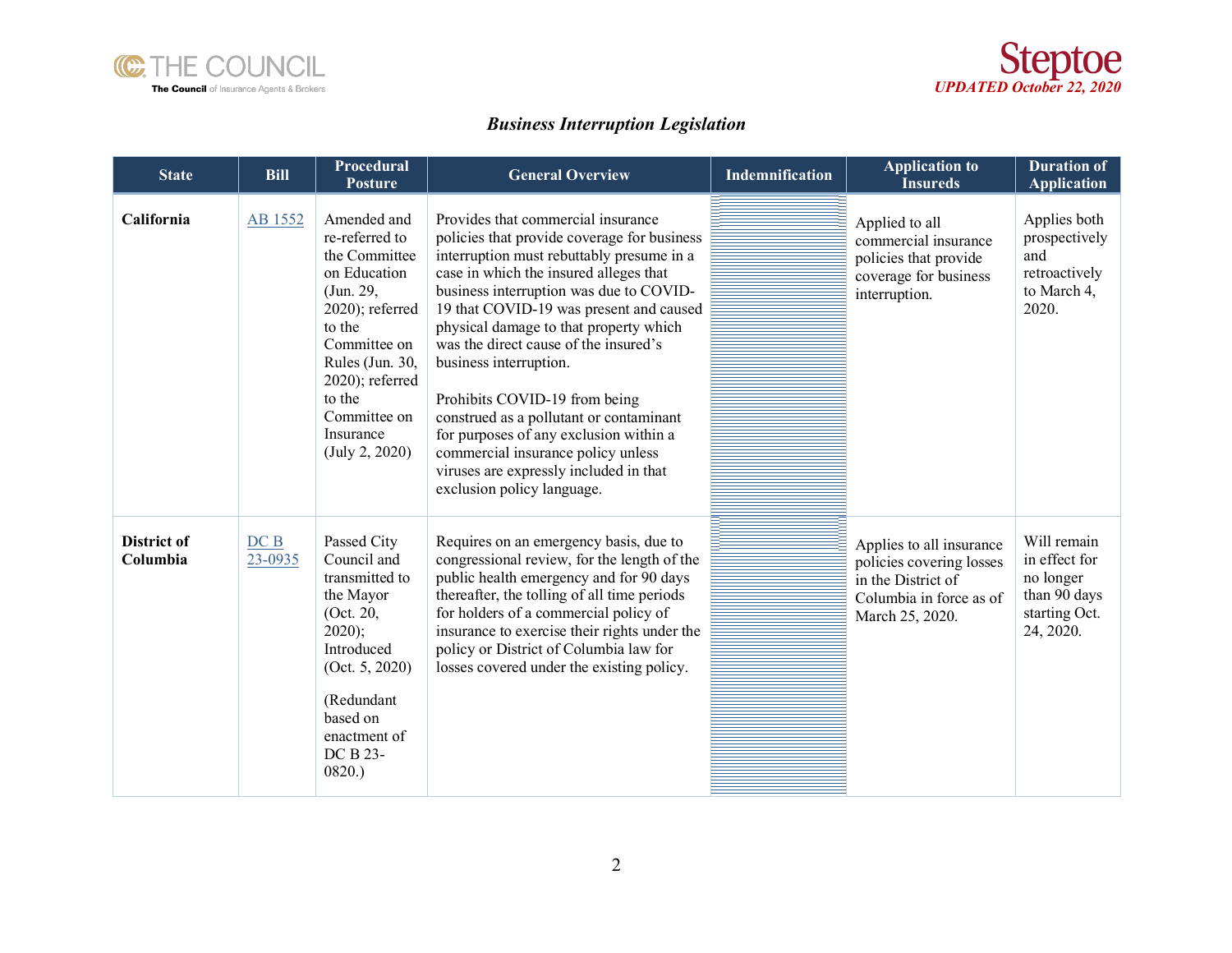### *Business Interruption Legislation*

| State | Bill | Procedural Posture | General Overview | Indemnification | Application to Insureds | Duration of Application |
|---|---|---|---|---|---|---|
| **California** | AB 1552 | Amended and re-referred to the Committee on Education (Jun. 29, 2020); referred to the Committee on Rules (Jun. 30, 2020); referred to the Committee on Insurance (July 2, 2020) | Provides that commercial insurance policies that provide coverage for business interruption must rebuttably presume in a case in which the insured alleges that business interruption was due to COVID-19 that COVID-19 was present and caused physical damage to that property which was the direct cause of the insured's business interruption.<br><br>Prohibits COVID-19 from being construed as a pollutant or contaminant for purposes of any exclusion within a commercial insurance policy unless viruses are expressly included in that exclusion policy language. | | Applied to all commercial insurance policies that provide coverage for business interruption. | Applies both prospectively and retroactively to March 4, 2020. |
| **District of Columbia** | DC B 23-0935 | Passed City Council and transmitted to the Mayor (Oct. 20, 2020); Introduced (Oct. 5, 2020)<br><br>(Redundant based on enactment of DC B 23-0820.) | Requires on an emergency basis, due to congressional review, for the length of the public health emergency and for 90 days thereafter, the tolling of all time periods for holders of a commercial policy of insurance to exercise their rights under the policy or District of Columbia law for losses covered under the existing policy. | | Applies to all insurance policies covering losses in the District of Columbia in force as of March 25, 2020. | Will remain in effect for no longer than 90 days starting Oct. 24, 2020. |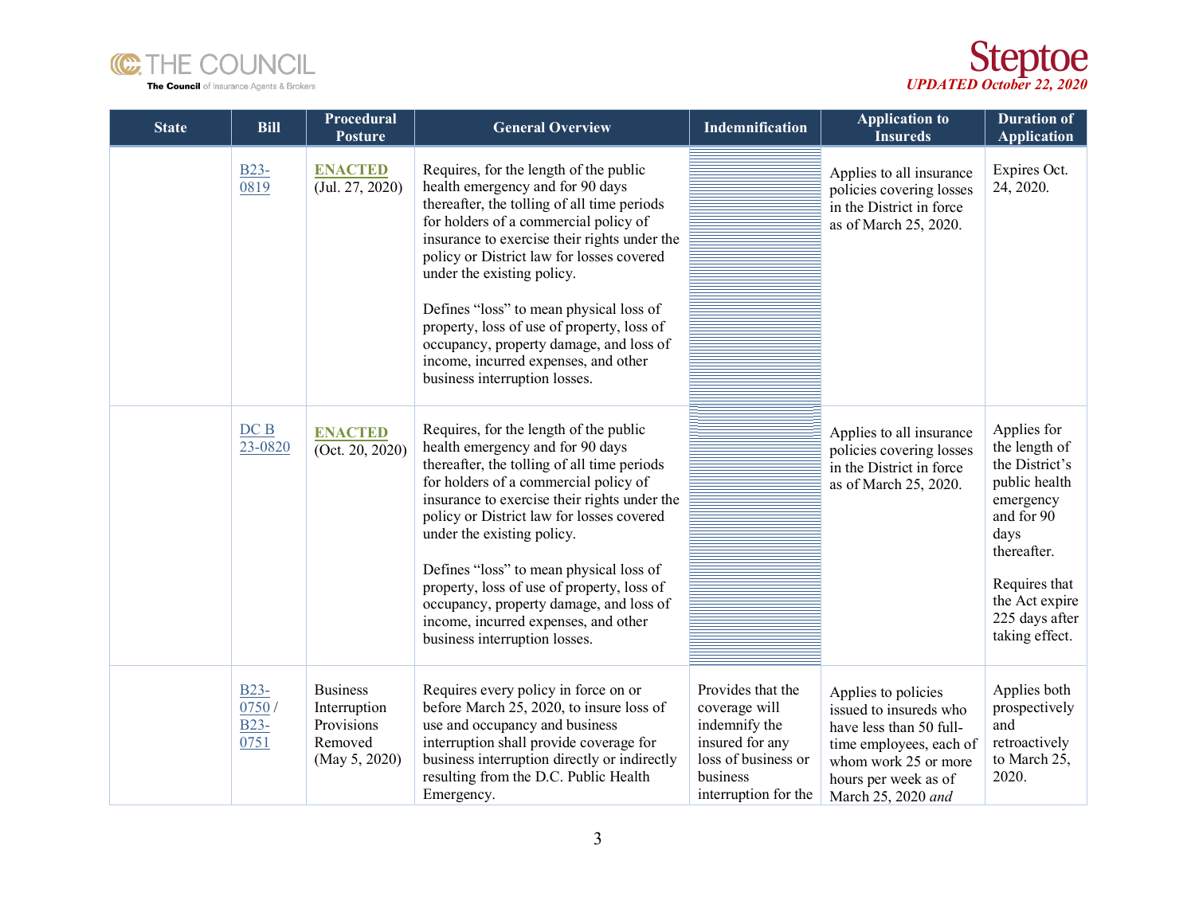| State | Bill | Procedural Posture | General Overview | Indemnification | Application to Insureds | Duration of Application |
|---|---|---|---|---|---|---|
| | B23-0819 | **ENACTED** (Jul. 27, 2020) | Requires, for the length of the public health emergency and for 90 days thereafter, the tolling of all time periods for holders of a commercial policy of insurance to exercise their rights under the policy or District law for losses covered under the existing policy.<br><br>Defines "loss" to mean physical loss of property, loss of use of property, loss of occupancy, property damage, and loss of income, incurred expenses, and other business interruption losses. | | Applies to all insurance policies covering losses in the District in force as of March 25, 2020. | Expires Oct. 24, 2020. |
| | DC B 23-0820 | **ENACTED** (Oct. 20, 2020) | Requires, for the length of the public health emergency and for 90 days thereafter, the tolling of all time periods for holders of a commercial policy of insurance to exercise their rights under the policy or District law for losses covered under the existing policy.<br><br>Defines "loss" to mean physical loss of property, loss of use of property, loss of occupancy, property damage, and loss of income, incurred expenses, and other business interruption losses. | | Applies to all insurance policies covering losses in the District in force as of March 25, 2020. | Applies for the length of the District's public health emergency and for 90 days thereafter.<br><br>Requires that the Act expire 225 days after taking effect. |
| | B23-0750 / B23-0751 | Business Interruption Provisions Removed (May 5, 2020) | Requires every policy in force on or before March 25, 2020, to insure loss of use and occupancy and business interruption shall provide coverage for business interruption directly or indirectly resulting from the D.C. Public Health Emergency. | Provides that the coverage will indemnify the insured for any loss of business or business interruption for the | Applies to policies issued to insureds who have less than 50 full-time employees, each of whom work 25 or more hours per week as of March 25, 2020 *and* | Applies both prospectively and retroactively to March 25, 2020. |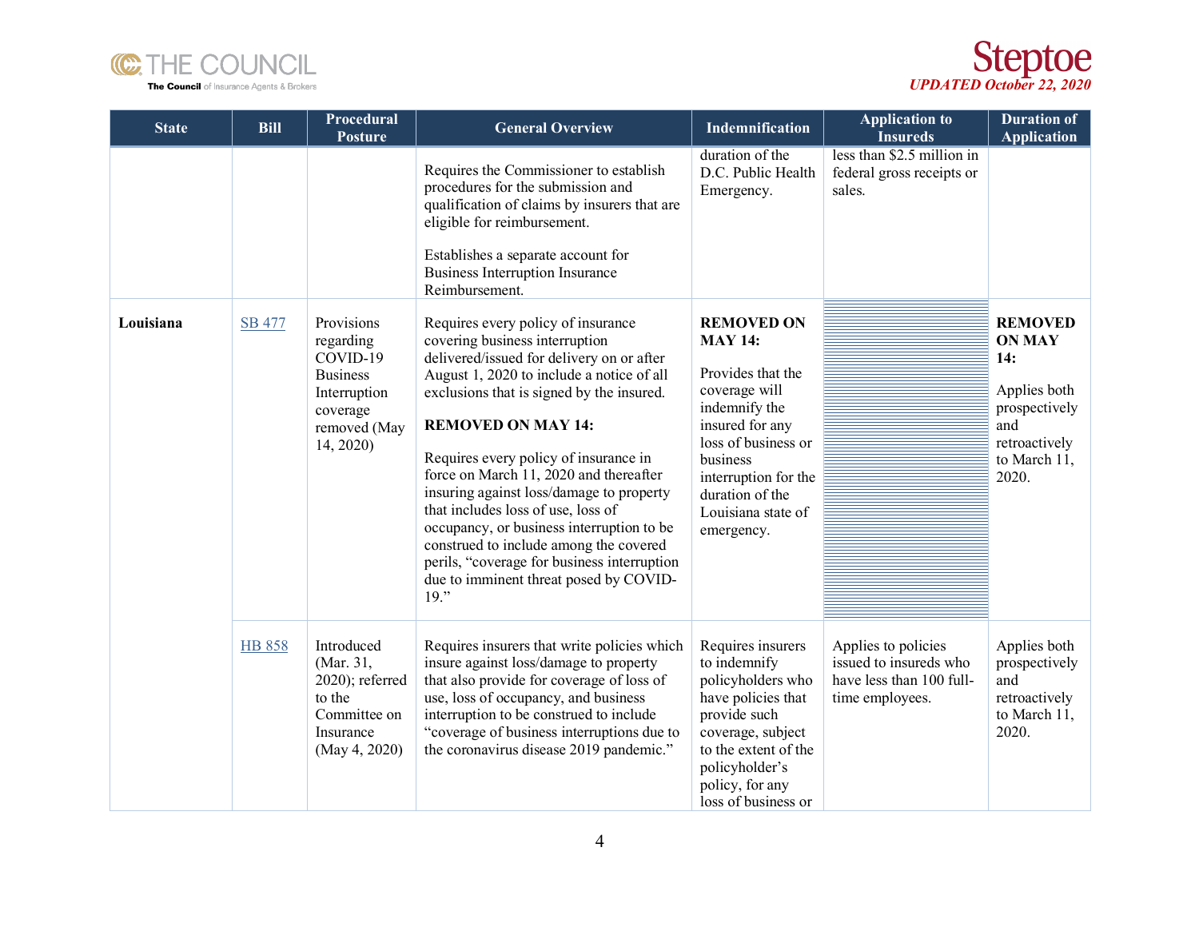| State | Bill | Procedural Posture | General Overview | Indemnification | Application to Insureds | Duration of Application |
|---|---|---|---|---|---|---|
| | | | Requires the Commissioner to establish procedures for the submission and qualification of claims by insurers that are eligible for reimbursement.<br><br>Establishes a separate account for Business Interruption Insurance Reimbursement. | duration of the D.C. Public Health Emergency. | less than $2.5 million in federal gross receipts or sales. | |
| **Louisiana** | SB 477 | Provisions regarding COVID-19 Business Interruption coverage removed (May 14, 2020) | Requires every policy of insurance covering business interruption delivered/issued for delivery on or after August 1, 2020 to include a notice of all exclusions that is signed by the insured.<br><br>**REMOVED ON MAY 14:**<br><br>Requires every policy of insurance in force on March 11, 2020 and thereafter insuring against loss/damage to property that includes loss of use, loss of occupancy, or business interruption to be construed to include among the covered perils, "coverage for business interruption due to imminent threat posed by COVID-19." | **REMOVED ON MAY 14:**<br><br>Provides that the coverage will indemnify the insured for any loss of business or business interruption for the duration of the Louisiana state of emergency. | | **REMOVED ON MAY 14:**<br><br>Applies both prospectively and retroactively to March 11, 2020. |
| | HB 858 | Introduced (Mar. 31, 2020); referred to the Committee on Insurance (May 4, 2020) | Requires insurers that write policies which insure against loss/damage to property that also provide for coverage of loss of use, loss of occupancy, and business interruption to be construed to include "coverage of business interruptions due to the coronavirus disease 2019 pandemic." | Requires insurers to indemnify policyholders who have policies that provide such coverage, subject to the extent of the policyholder's policy, for any loss of business or | Applies to policies issued to insureds who have less than 100 full-time employees. | Applies both prospectively and retroactively to March 11, 2020. |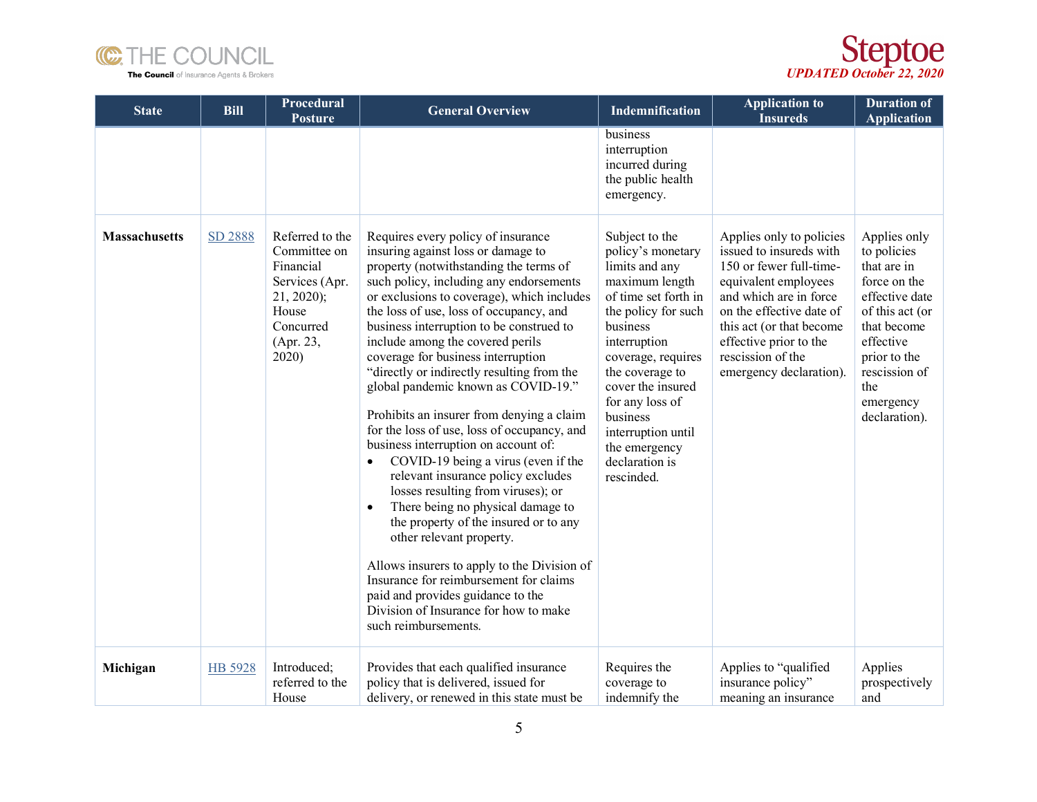| State | Bill | Procedural Posture | General Overview | Indemnification | Application to Insureds | Duration of Application |
|---|---|---|---|---|---|---|
| | | | | business interruption incurred during the public health emergency. | | |
| **Massachusetts** | SD 2888 | Referred to the Committee on Financial Services (Apr. 21, 2020); House Concurred (Apr. 23, 2020) | Requires every policy of insurance insuring against loss or damage to property (notwithstanding the terms of such policy, including any endorsements or exclusions to coverage), which includes the loss of use, loss of occupancy, and business interruption to be construed to include among the covered perils coverage for business interruption "directly or indirectly resulting from the global pandemic known as COVID-19."<br><br>Prohibits an insurer from denying a claim for the loss of use, loss of occupancy, and business interruption on account of:<br>• COVID-19 being a virus (even if the relevant insurance policy excludes losses resulting from viruses); or<br>• There being no physical damage to the property of the insured or to any other relevant property.<br><br>Allows insurers to apply to the Division of Insurance for reimbursement for claims paid and provides guidance to the Division of Insurance for how to make such reimbursements. | Subject to the policy's monetary limits and any maximum length of time set forth in the policy for such business interruption coverage, requires the coverage to cover the insured for any loss of business interruption until the emergency declaration is rescinded. | Applies only to policies issued to insureds with 150 or fewer full-time-equivalent employees and which are in force on the effective date of this act (or that become effective prior to the rescission of the emergency declaration). | Applies only to policies that are in force on the effective date of this act (or that become effective prior to the rescission of the emergency declaration). |
| **Michigan** | HB 5928 | Introduced; referred to the House | Provides that each qualified insurance policy that is delivered, issued for delivery, or renewed in this state must be | Requires the coverage to indemnify the | Applies to "qualified insurance policy" meaning an insurance | Applies prospectively and |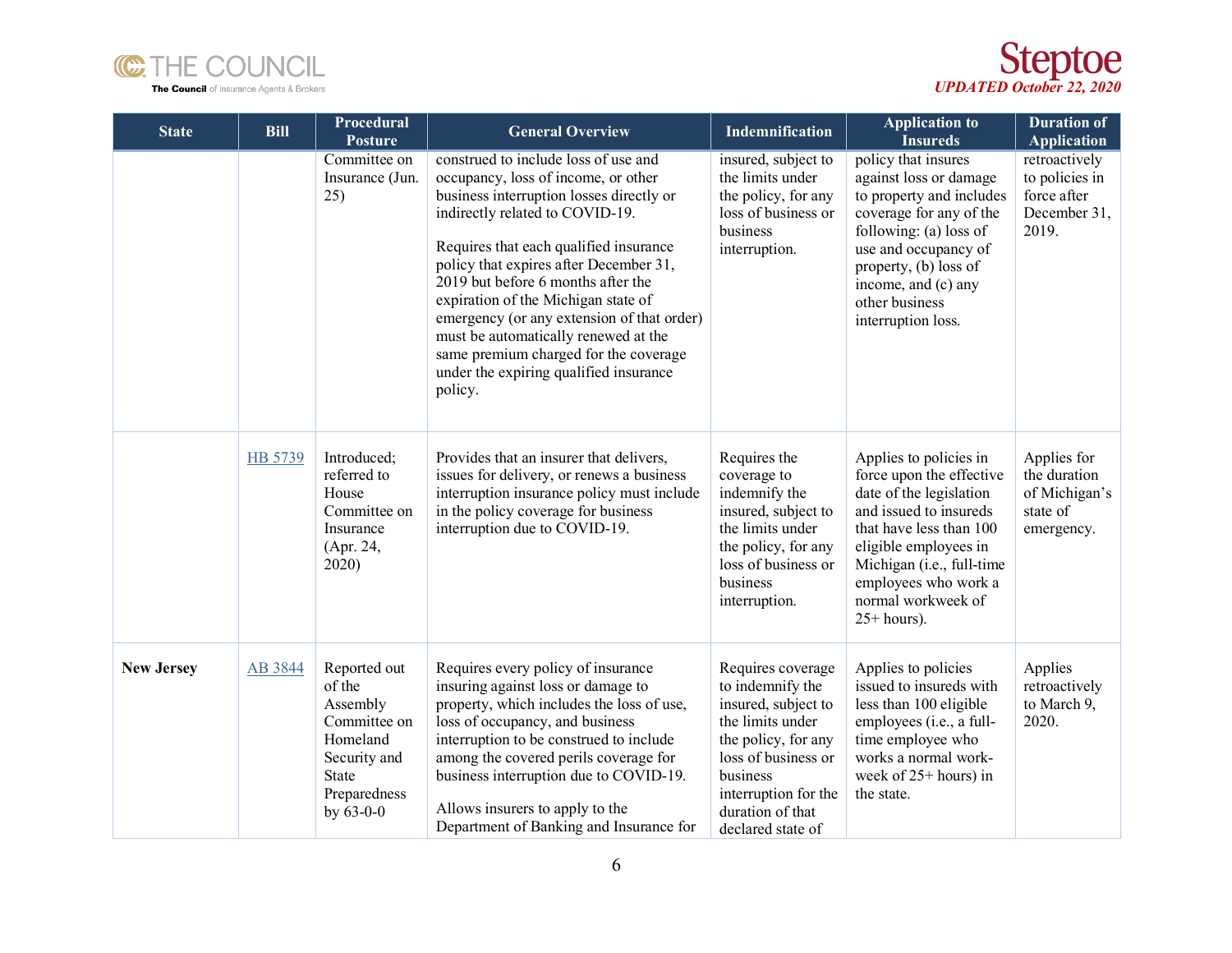| State | Bill | Procedural Posture | General Overview | Indemnification | Application to Insureds | Duration of Application |
| --- | --- | --- | --- | --- | --- | --- |
| | | Committee on Insurance (Jun. 25) | construed to include loss of use and occupancy, loss of income, or other business interruption losses directly or indirectly related to COVID-19.<br><br>Requires that each qualified insurance policy that expires after December 31, 2019 but before 6 months after the expiration of the Michigan state of emergency (or any extension of that order) must be automatically renewed at the same premium charged for the coverage under the expiring qualified insurance policy. | insured, subject to the limits under the policy, for any loss of business or business interruption. | policy that insures against loss or damage to property and includes coverage for any of the following: (a) loss of use and occupancy of property, (b) loss of income, and (c) any other business interruption loss. | retroactively to policies in force after December 31, 2019. |
| | HB 5739 | Introduced; referred to House Committee on Insurance (Apr. 24, 2020) | Provides that an insurer that delivers, issues for delivery, or renews a business interruption insurance policy must include in the policy coverage for business interruption due to COVID-19. | Requires the coverage to indemnify the insured, subject to the limits under the policy, for any loss of business or business interruption. | Applies to policies in force upon the effective date of the legislation and issued to insureds that have less than 100 eligible employees in Michigan (i.e., full-time employees who work a normal workweek of 25+ hours). | Applies for the duration of Michigan's state of emergency. |
| **New Jersey** | AB 3844 | Reported out of the Assembly Committee on Homeland Security and State Preparedness by 63-0-0 | Requires every policy of insurance insuring against loss or damage to property, which includes the loss of use, loss of occupancy, and business interruption to be construed to include among the covered perils coverage for business interruption due to COVID-19.<br><br>Allows insurers to apply to the Department of Banking and Insurance for | Requires coverage to indemnify the insured, subject to the limits under the policy, for any loss of business or business interruption for the duration of that declared state of | Applies to policies issued to insureds with less than 100 eligible employees (i.e., a full-time employee who works a normal work-week of 25+ hours) in the state. | Applies retroactively to March 9, 2020. |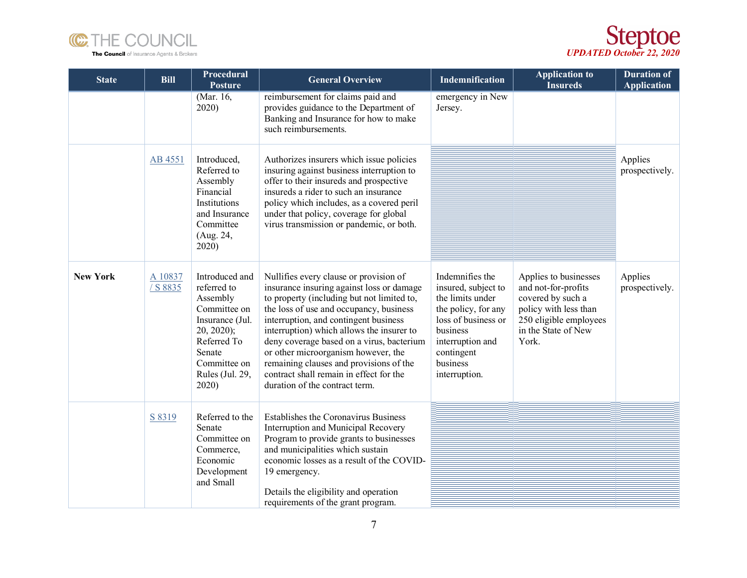| State | Bill | Procedural Posture | General Overview | Indemnification | Application to Insureds | Duration of Application |
|---|---|---|---|---|---|---|
| | | (Mar. 16, 2020) | reimbursement for claims paid and provides guidance to the Department of Banking and Insurance for how to make such reimbursements. | emergency in New Jersey. | | |
| | [AB 4551]() | Introduced, Referred to Assembly Financial Institutions and Insurance Committee (Aug. 24, 2020) | Authorizes insurers which issue policies insuring against business interruption to offer to their insureds and prospective insureds a rider to such an insurance policy which includes, as a covered peril under that policy, coverage for global virus transmission or pandemic, or both. | | | Applies prospectively. |
| **New York** | [A 10837 / S 8835]() | Introduced and referred to Assembly Committee on Insurance (Jul. 20, 2020); Referred To Senate Committee on Rules (Jul. 29, 2020) | Nullifies every clause or provision of insurance insuring against loss or damage to property (including but not limited to, the loss of use and occupancy, business interruption, and contingent business interruption) which allows the insurer to deny coverage based on a virus, bacterium or other microorganism however, the remaining clauses and provisions of the contract shall remain in effect for the duration of the contract term. | Indemnifies the insured, subject to the limits under the policy, for any loss of business or business interruption and contingent business interruption. | Applies to businesses and not-for-profits covered by such a policy with less than 250 eligible employees in the State of New York. | Applies prospectively. |
| | [S 8319]() | Referred to the Senate Committee on Commerce, Economic Development and Small | Establishes the Coronavirus Business Interruption and Municipal Recovery Program to provide grants to businesses and municipalities which sustain economic losses as a result of the COVID-19 emergency.<br><br>Details the eligibility and operation requirements of the grant program. | | | |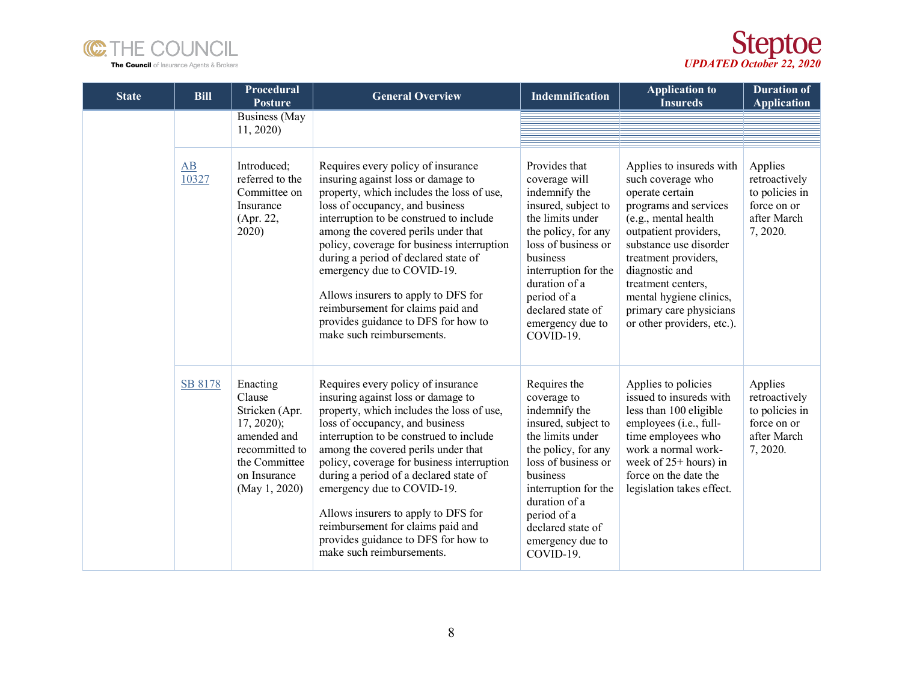| State | Bill | Procedural Posture | General Overview | Indemnification | Application to Insureds | Duration of Application |
|---|---|---|---|---|---|---|
| | | Business (May 11, 2020) | | | | |
| | AB 10327 | Introduced; referred to the Committee on Insurance (Apr. 22, 2020) | Requires every policy of insurance insuring against loss or damage to property, which includes the loss of use, loss of occupancy, and business interruption to be construed to include among the covered perils under that policy, coverage for business interruption during a period of declared state of emergency due to COVID-19.<br><br>Allows insurers to apply to DFS for reimbursement for claims paid and provides guidance to DFS for how to make such reimbursements. | Provides that coverage will indemnify the insured, subject to the limits under the policy, for any loss of business or business interruption for the duration of a period of a declared state of emergency due to COVID-19. | Applies to insureds with such coverage who operate certain programs and services (e.g., mental health outpatient providers, substance use disorder treatment providers, diagnostic and treatment centers, mental hygiene clinics, primary care physicians or other providers, etc.). | Applies retroactively to policies in force on or after March 7, 2020. |
| | SB 8178 | Enacting Clause Stricken (Apr. 17, 2020); amended and recommitted to the Committee on Insurance (May 1, 2020) | Requires every policy of insurance insuring against loss or damage to property, which includes the loss of use, loss of occupancy, and business interruption to be construed to include among the covered perils under that policy, coverage for business interruption during a period of a declared state of emergency due to COVID-19.<br><br>Allows insurers to apply to DFS for reimbursement for claims paid and provides guidance to DFS for how to make such reimbursements. | Requires the coverage to indemnify the insured, subject to the limits under the policy, for any loss of business or business interruption for the duration of a period of a declared state of emergency due to COVID-19. | Applies to policies issued to insureds with less than 100 eligible employees (i.e., full-time employees who work a normal work-week of 25+ hours) in force on the date the legislation takes effect. | Applies retroactively to policies in force on or after March 7, 2020. |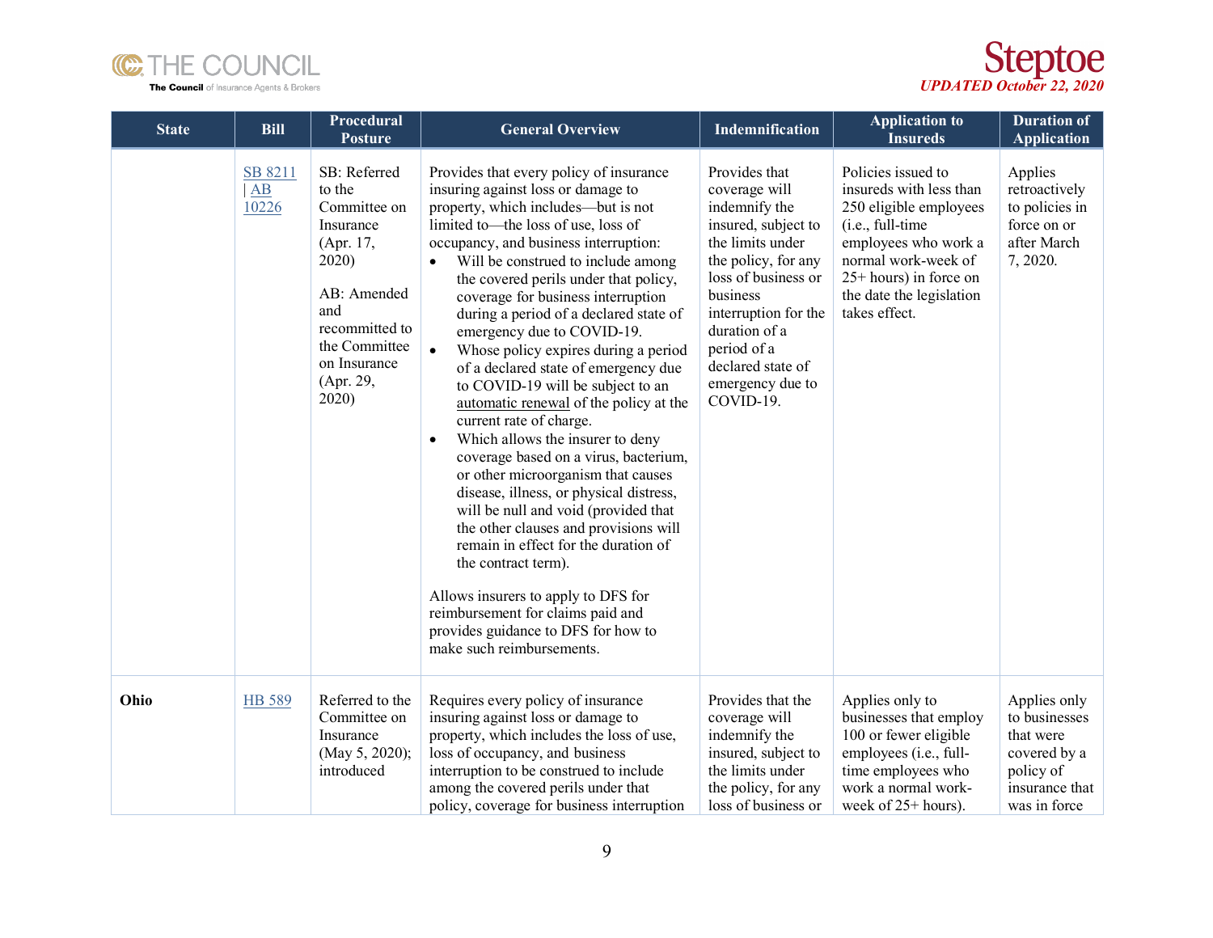| State | Bill | Procedural Posture | General Overview | Indemnification | Application to Insureds | Duration of Application |
| --- | --- | --- | --- | --- | --- | --- |
| | SB 8211 \| AB 10226 | SB: Referred to the Committee on Insurance (Apr. 17, 2020)<br><br>AB: Amended and recommitted to the Committee on Insurance (Apr. 29, 2020) | Provides that every policy of insurance insuring against loss or damage to property, which includes—but is not limited to—the loss of use, loss of occupancy, and business interruption:<br>• Will be construed to include among the covered perils under that policy, coverage for business interruption during a period of a declared state of emergency due to COVID-19.<br>• Whose policy expires during a period of a declared state of emergency due to COVID-19 will be subject to an automatic renewal of the policy at the current rate of charge.<br>• Which allows the insurer to deny coverage based on a virus, bacterium, or other microorganism that causes disease, illness, or physical distress, will be null and void (provided that the other clauses and provisions will remain in effect for the duration of the contract term).<br><br>Allows insurers to apply to DFS for reimbursement for claims paid and provides guidance to DFS for how to make such reimbursements. | Provides that coverage will indemnify the insured, subject to the limits under the policy, for any loss of business or business interruption for the duration of a period of a declared state of emergency due to COVID-19. | Policies issued to insureds with less than 250 eligible employees (i.e., full-time employees who work a normal work-week of 25+ hours) in force on the date the legislation takes effect. | Applies retroactively to policies in force on or after March 7, 2020. |
| **Ohio** | HB 589 | Referred to the Committee on Insurance (May 5, 2020); introduced | Requires every policy of insurance insuring against loss or damage to property, which includes the loss of use, loss of occupancy, and business interruption to be construed to include among the covered perils under that policy, coverage for business interruption | Provides that the coverage will indemnify the insured, subject to the limits under the policy, for any loss of business or | Applies only to businesses that employ 100 or fewer eligible employees (i.e., full-time employees who work a normal work-week of 25+ hours). | Applies only to businesses that were covered by a policy of insurance that was in force |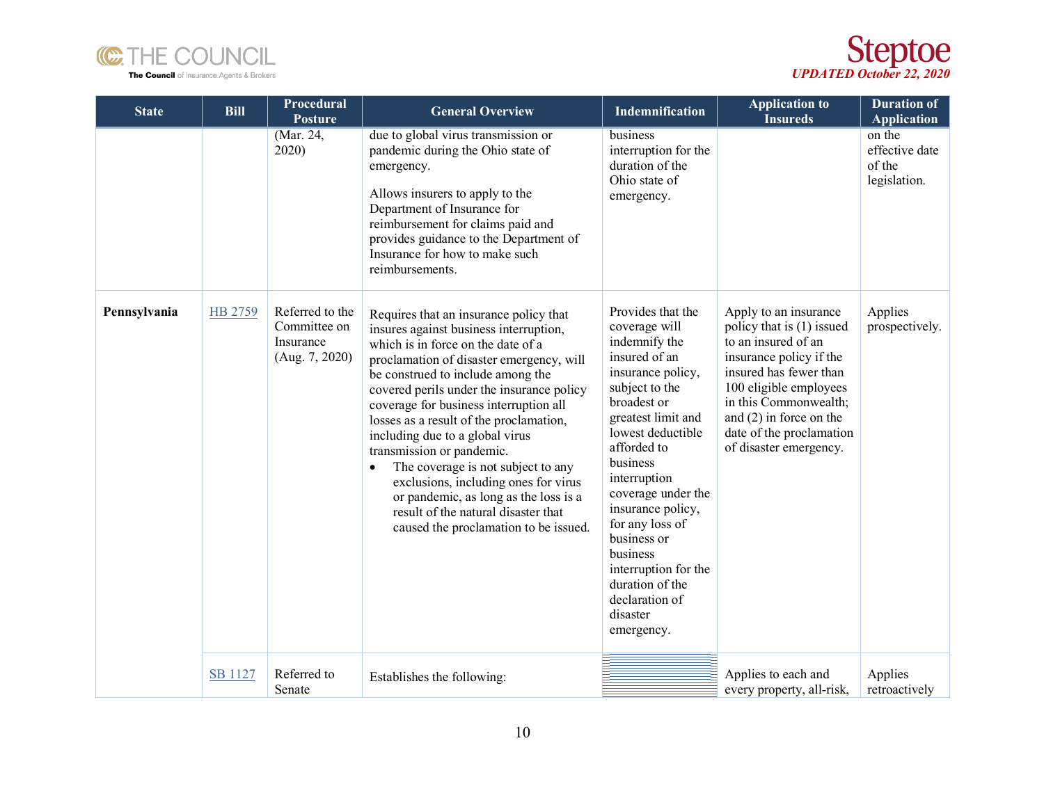| State | Bill | Procedural Posture | General Overview | Indemnification | Application to Insureds | Duration of Application |
|---|---|---|---|---|---|---|
| | | (Mar. 24, 2020) | due to global virus transmission or pandemic during the Ohio state of emergency.<br><br>Allows insurers to apply to the Department of Insurance for reimbursement for claims paid and provides guidance to the Department of Insurance for how to make such reimbursements. | business interruption for the duration of the Ohio state of emergency. | | on the effective date of the legislation. |
| **Pennsylvania** | HB 2759 | Referred to the Committee on Insurance (Aug. 7, 2020) | Requires that an insurance policy that insures against business interruption, which is in force on the date of a proclamation of disaster emergency, will be construed to include among the covered perils under the insurance policy coverage for business interruption all losses as a result of the proclamation, including due to a global virus transmission or pandemic.<br>• The coverage is not subject to any exclusions, including ones for virus or pandemic, as long as the loss is a result of the natural disaster that caused the proclamation to be issued. | Provides that the coverage will indemnify the insured of an insurance policy, subject to the broadest or greatest limit and lowest deductible afforded to business interruption coverage under the insurance policy, for any loss of business or business interruption for the duration of the declaration of disaster emergency. | Apply to an insurance policy that is (1) issued to an insured of an insurance policy if the insured has fewer than 100 eligible employees in this Commonwealth; and (2) in force on the date of the proclamation of disaster emergency. | Applies prospectively. |
| | SB 1127 | Referred to Senate | Establishes the following: | | Applies to each and every property, all-risk, | Applies retroactively |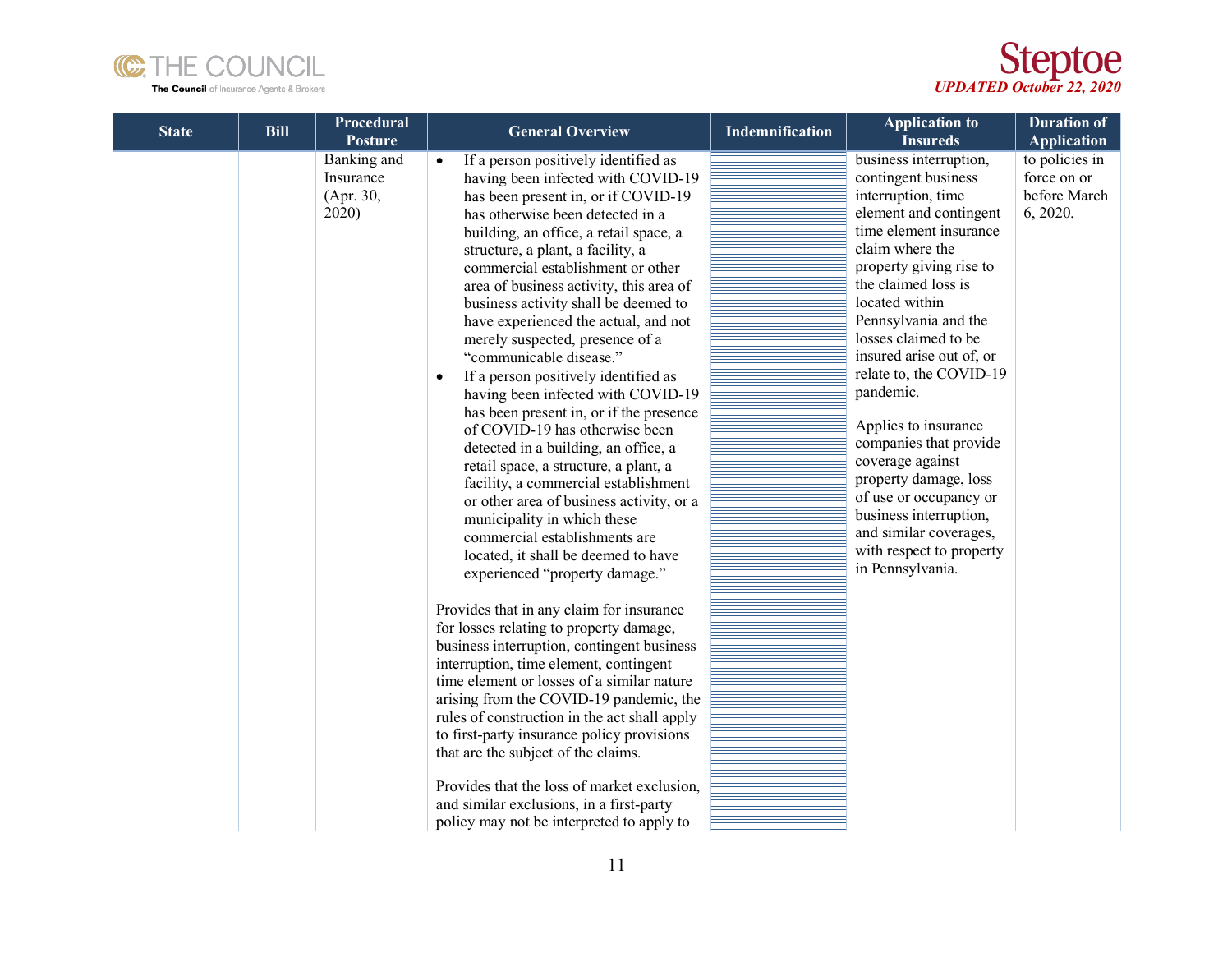| State | Bill | Procedural Posture | General Overview | Indemnification | Application to Insureds | Duration of Application |
|---|---|---|---|---|---|---|
| | | Banking and Insurance (Apr. 30, 2020) | • If a person positively identified as having been infected with COVID-19 has been present in, or if COVID-19 has otherwise been detected in a building, an office, a retail space, a structure, a plant, a facility, a commercial establishment or other area of business activity, this area of business activity shall be deemed to have experienced the actual, and not merely suspected, presence of a "communicable disease."<br>• If a person positively identified as having been infected with COVID-19 has been present in, or if the presence of COVID-19 has otherwise been detected in a building, an office, a retail space, a structure, a plant, a facility, a commercial establishment or other area of business activity, or a municipality in which these commercial establishments are located, it shall be deemed to have experienced "property damage."<br><br>Provides that in any claim for insurance for losses relating to property damage, business interruption, contingent business interruption, time element, contingent time element or losses of a similar nature arising from the COVID-19 pandemic, the rules of construction in the act shall apply to first-party insurance policy provisions that are the subject of the claims.<br><br>Provides that the loss of market exclusion, and similar exclusions, in a first-party policy may not be interpreted to apply to | | business interruption, contingent business interruption, time element and contingent time element insurance claim where the property giving rise to the claimed loss is located within Pennsylvania and the losses claimed to be insured arise out of, or relate to, the COVID-19 pandemic.<br><br>Applies to insurance companies that provide coverage against property damage, loss of use or occupancy or business interruption, and similar coverages, with respect to property in Pennsylvania. | to policies in force on or before March 6, 2020. |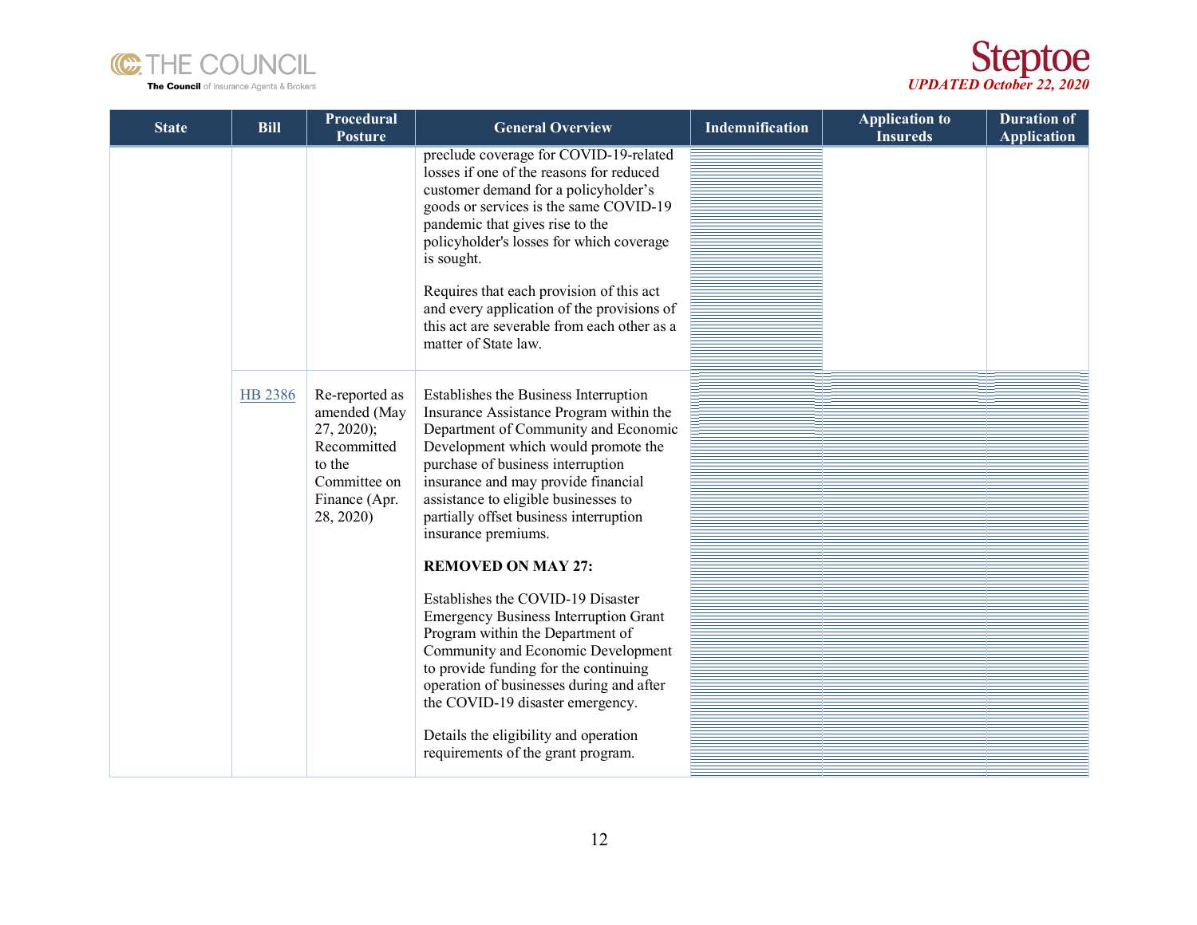| State | Bill | Procedural Posture | General Overview | Indemnification | Application to Insureds | Duration of Application |
|---|---|---|---|---|---|---|
| | | | preclude coverage for COVID-19-related losses if one of the reasons for reduced customer demand for a policyholder's goods or services is the same COVID-19 pandemic that gives rise to the policyholder's losses for which coverage is sought.<br><br>Requires that each provision of this act and every application of the provisions of this act are severable from each other as a matter of State law. | | | |
| | [HB 2386]() | Re-reported as amended (May 27, 2020); Recommitted to the Committee on Finance (Apr. 28, 2020) | Establishes the Business Interruption Insurance Assistance Program within the Department of Community and Economic Development which would promote the purchase of business interruption insurance and may provide financial assistance to eligible businesses to partially offset business interruption insurance premiums.<br><br>**REMOVED ON MAY 27:**<br><br>Establishes the COVID-19 Disaster Emergency Business Interruption Grant Program within the Department of Community and Economic Development to provide funding for the continuing operation of businesses during and after the COVID-19 disaster emergency.<br><br>Details the eligibility and operation requirements of the grant program. | | | |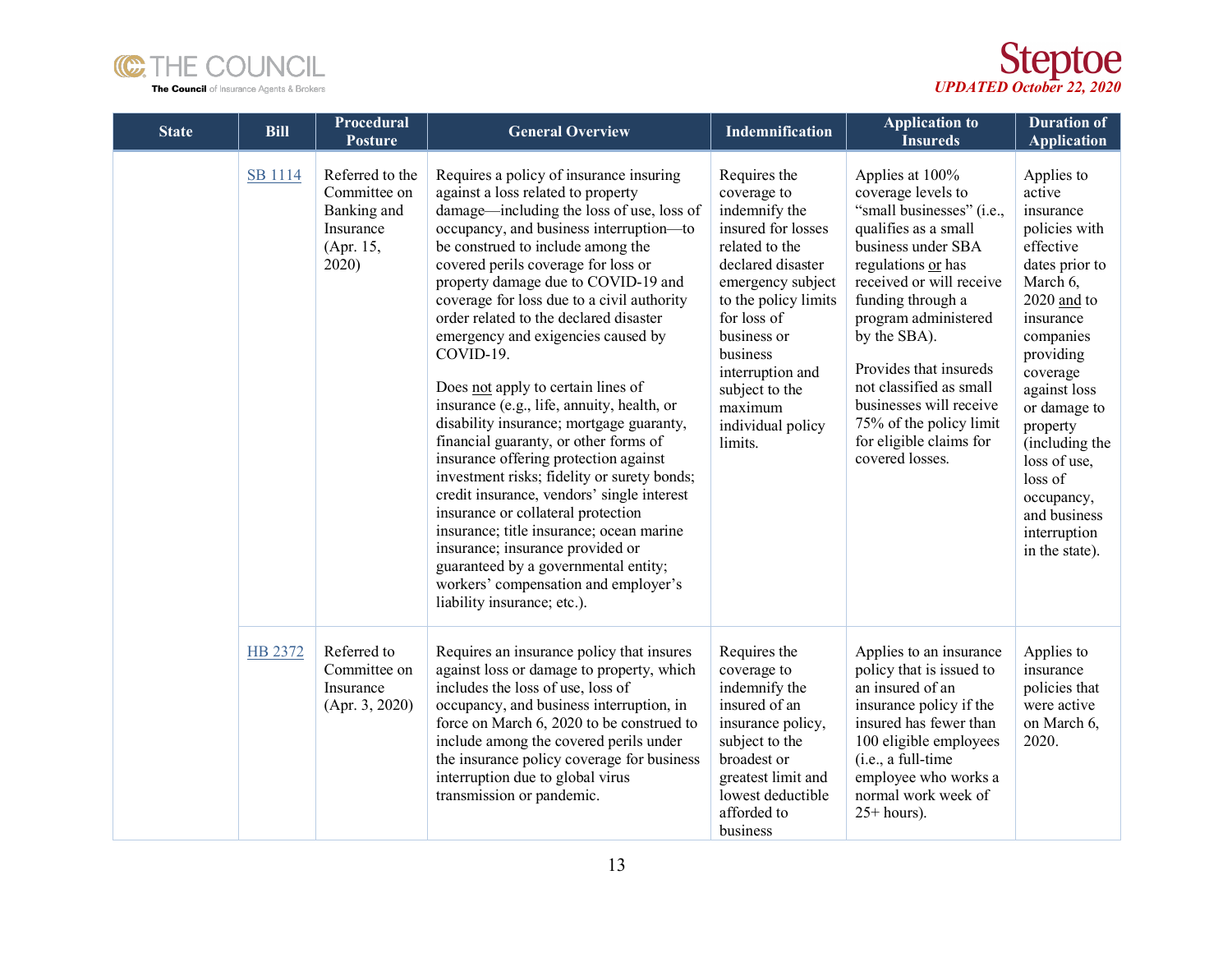| State | Bill | Procedural Posture | General Overview | Indemnification | Application to Insureds | Duration of Application |
|---|---|---|---|---|---|---|
| | [SB 1114]() | Referred to the Committee on Banking and Insurance (Apr. 15, 2020) | Requires a policy of insurance insuring against a loss related to property damage—including the loss of use, loss of occupancy, and business interruption—to be construed to include among the covered perils coverage for loss or property damage due to COVID-19 and coverage for loss due to a civil authority order related to the declared disaster emergency and exigencies caused by COVID-19.<br><br>Does not apply to certain lines of insurance (e.g., life, annuity, health, or disability insurance; mortgage guaranty, financial guaranty, or other forms of insurance offering protection against investment risks; fidelity or surety bonds; credit insurance, vendors' single interest insurance or collateral protection insurance; title insurance; ocean marine insurance; insurance provided or guaranteed by a governmental entity; workers' compensation and employer's liability insurance; etc.). | Requires the coverage to indemnify the insured for losses related to the declared disaster emergency subject to the policy limits for loss of business or business interruption and subject to the maximum individual policy limits. | Applies at 100% coverage levels to "small businesses" (i.e., qualifies as a small business under SBA regulations or has received or will receive funding through a program administered by the SBA).<br><br>Provides that insureds not classified as small businesses will receive 75% of the policy limit for eligible claims for covered losses. | Applies to active insurance policies with effective dates prior to March 6, 2020 and to insurance companies providing coverage against loss or damage to property (including the loss of use, loss of occupancy, and business interruption in the state). |
| | [HB 2372]() | Referred to Committee on Insurance (Apr. 3, 2020) | Requires an insurance policy that insures against loss or damage to property, which includes the loss of use, loss of occupancy, and business interruption, in force on March 6, 2020 to be construed to include among the covered perils under the insurance policy coverage for business interruption due to global virus transmission or pandemic. | Requires the coverage to indemnify the insured of an insurance policy, subject to the broadest or greatest limit and lowest deductible afforded to business | Applies to an insurance policy that is issued to an insured of an insurance policy if the insured has fewer than 100 eligible employees (i.e., a full-time employee who works a normal work week of 25+ hours). | Applies to insurance policies that were active on March 6, 2020. |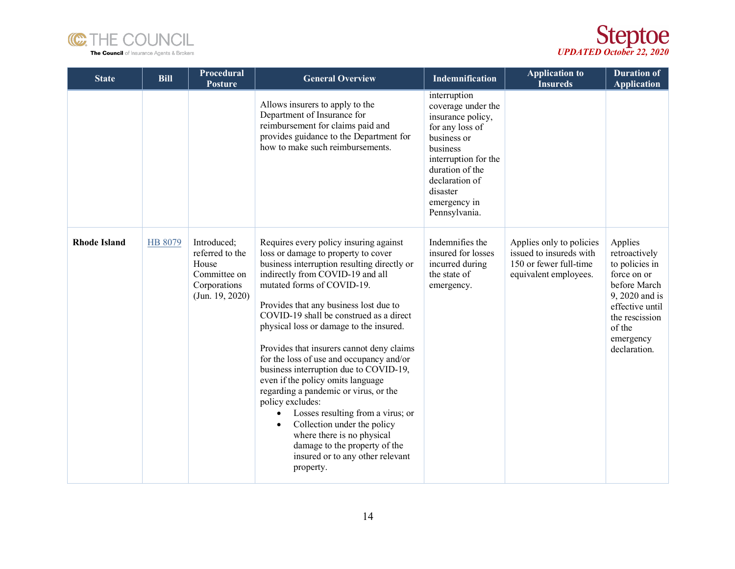| State | Bill | Procedural Posture | General Overview | Indemnification | Application to Insureds | Duration of Application |
|---|---|---|---|---|---|---|
| | | | Allows insurers to apply to the Department of Insurance for reimbursement for claims paid and provides guidance to the Department for how to make such reimbursements. | interruption coverage under the insurance policy, for any loss of business or business interruption for the duration of the declaration of disaster emergency in Pennsylvania. | | |
| **Rhode Island** | HB 8079 | Introduced; referred to the House Committee on Corporations (Jun. 19, 2020) | Requires every policy insuring against loss or damage to property to cover business interruption resulting directly or indirectly from COVID-19 and all mutated forms of COVID-19.<br><br>Provides that any business lost due to COVID-19 shall be construed as a direct physical loss or damage to the insured.<br><br>Provides that insurers cannot deny claims for the loss of use and occupancy and/or business interruption due to COVID-19, even if the policy omits language regarding a pandemic or virus, or the policy excludes:<br>• Losses resulting from a virus; or<br>• Collection under the policy where there is no physical damage to the property of the insured or to any other relevant property. | Indemnifies the insured for losses incurred during the state of emergency. | Applies only to policies issued to insureds with 150 or fewer full-time equivalent employees. | Applies retroactively to policies in force on or before March 9, 2020 and is effective until the rescission of the emergency declaration. |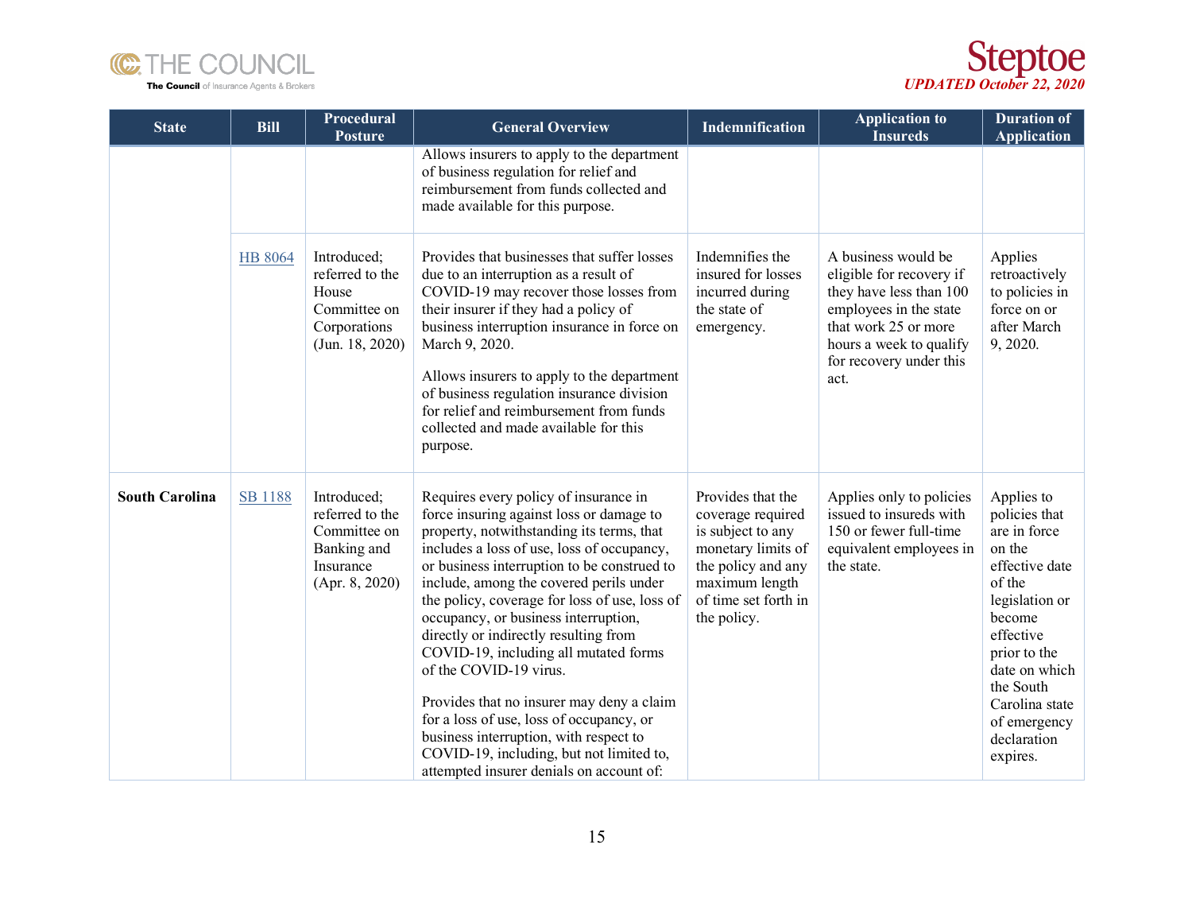| State | Bill | Procedural Posture | General Overview | Indemnification | Application to Insureds | Duration of Application |
|---|---|---|---|---|---|---|
| | | | Allows insurers to apply to the department of business regulation for relief and reimbursement from funds collected and made available for this purpose. | | | |
| | HB 8064 | Introduced; referred to the House Committee on Corporations (Jun. 18, 2020) | Provides that businesses that suffer losses due to an interruption as a result of COVID-19 may recover those losses from their insurer if they had a policy of business interruption insurance in force on March 9, 2020.<br><br>Allows insurers to apply to the department of business regulation insurance division for relief and reimbursement from funds collected and made available for this purpose. | Indemnifies the insured for losses incurred during the state of emergency. | A business would be eligible for recovery if they have less than 100 employees in the state that work 25 or more hours a week to qualify for recovery under this act. | Applies retroactively to policies in force on or after March 9, 2020. |
| **South Carolina** | SB 1188 | Introduced; referred to the Committee on Banking and Insurance (Apr. 8, 2020) | Requires every policy of insurance in force insuring against loss or damage to property, notwithstanding its terms, that includes a loss of use, loss of occupancy, or business interruption to be construed to include, among the covered perils under the policy, coverage for loss of use, loss of occupancy, or business interruption, directly or indirectly resulting from COVID-19, including all mutated forms of the COVID-19 virus.<br><br>Provides that no insurer may deny a claim for a loss of use, loss of occupancy, or business interruption, with respect to COVID-19, including, but not limited to, attempted insurer denials on account of: | Provides that the coverage required is subject to any monetary limits of the policy and any maximum length of time set forth in the policy. | Applies only to policies issued to insureds with 150 or fewer full-time equivalent employees in the state. | Applies to policies that are in force on the effective date of the legislation or become effective prior to the date on which the South Carolina state of emergency declaration expires. |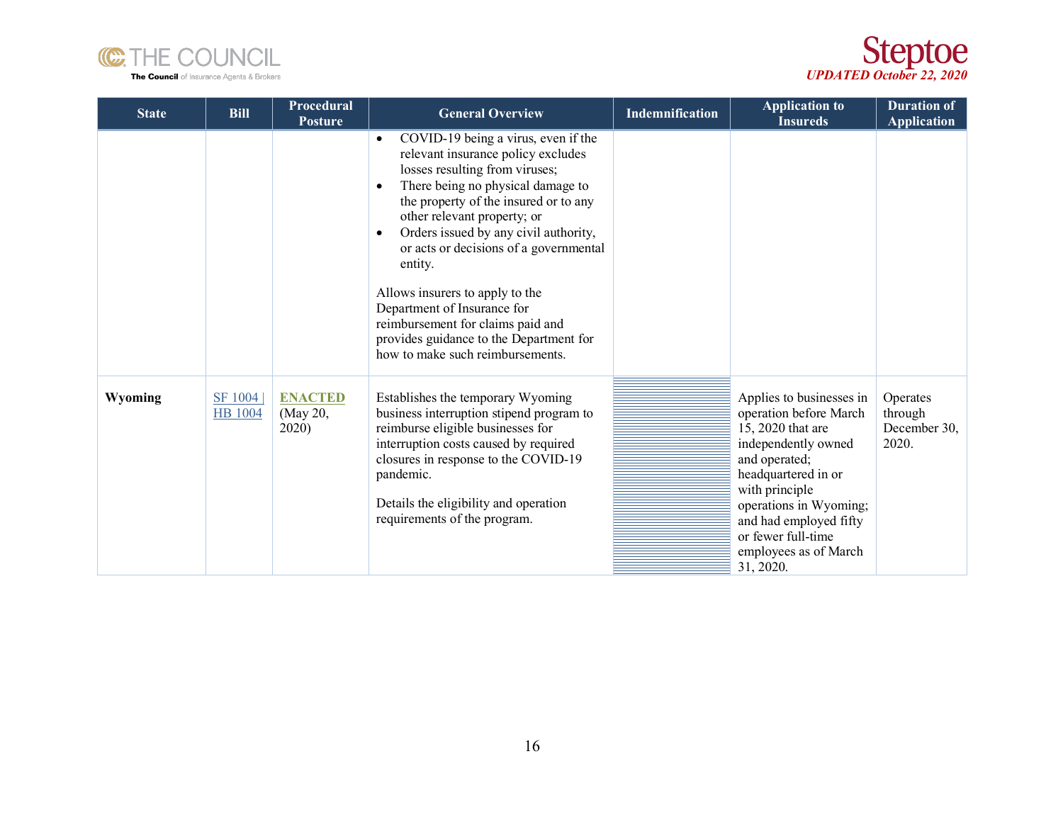| State | Bill | Procedural Posture | General Overview | Indemnification | Application to Insureds | Duration of Application |
|---|---|---|---|---|---|---|
| | | | • COVID-19 being a virus, even if the relevant insurance policy excludes losses resulting from viruses;<br>• There being no physical damage to the property of the insured or to any other relevant property; or<br>• Orders issued by any civil authority, or acts or decisions of a governmental entity.<br><br>Allows insurers to apply to the Department of Insurance for reimbursement for claims paid and provides guidance to the Department for how to make such reimbursements. | | | |
| **Wyoming** | SF 1004 \| HB 1004 | **ENACTED** (May 20, 2020) | Establishes the temporary Wyoming business interruption stipend program to reimburse eligible businesses for interruption costs caused by required closures in response to the COVID-19 pandemic.<br><br>Details the eligibility and operation requirements of the program. | | Applies to businesses in operation before March 15, 2020 that are independently owned and operated; headquartered in or with principle operations in Wyoming; and had employed fifty or fewer full-time employees as of March 31, 2020. | Operates through December 30, 2020. |